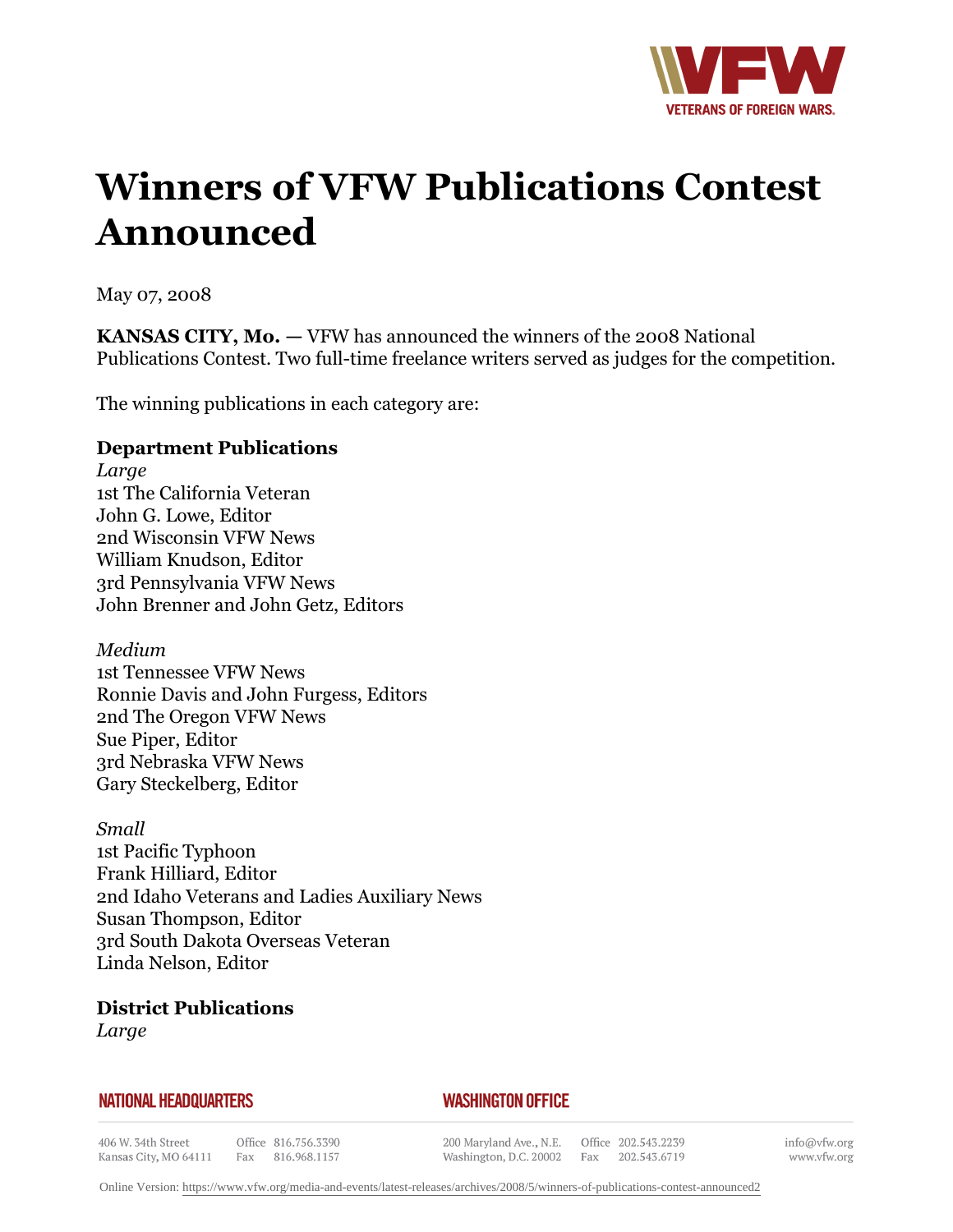# Winners of VFW Publications Contest Announced

May 07, 2008

**KANSAS CITY, Mo. —** VFW has announced the winners of the 2008 National Publications Contest. Two full-time freelance writers served as judges for the competition.

The winning publications in each category are:

**Department Publications**
*Large*
1st The California Veteran
John G. Lowe, Editor
2nd Wisconsin VFW News
William Knudson, Editor
3rd Pennsylvania VFW News
John Brenner and John Getz, Editors

*Medium*
1st Tennessee VFW News
Ronnie Davis and John Furgess, Editors
2nd The Oregon VFW News
Sue Piper, Editor
3rd Nebraska VFW News
Gary Steckelberg, Editor

*Small*
1st Pacific Typhoon
Frank Hilliard, Editor
2nd Idaho Veterans and Ladies Auxiliary News
Susan Thompson, Editor
3rd South Dakota Overseas Veteran
Linda Nelson, Editor

**District Publications**
*Large*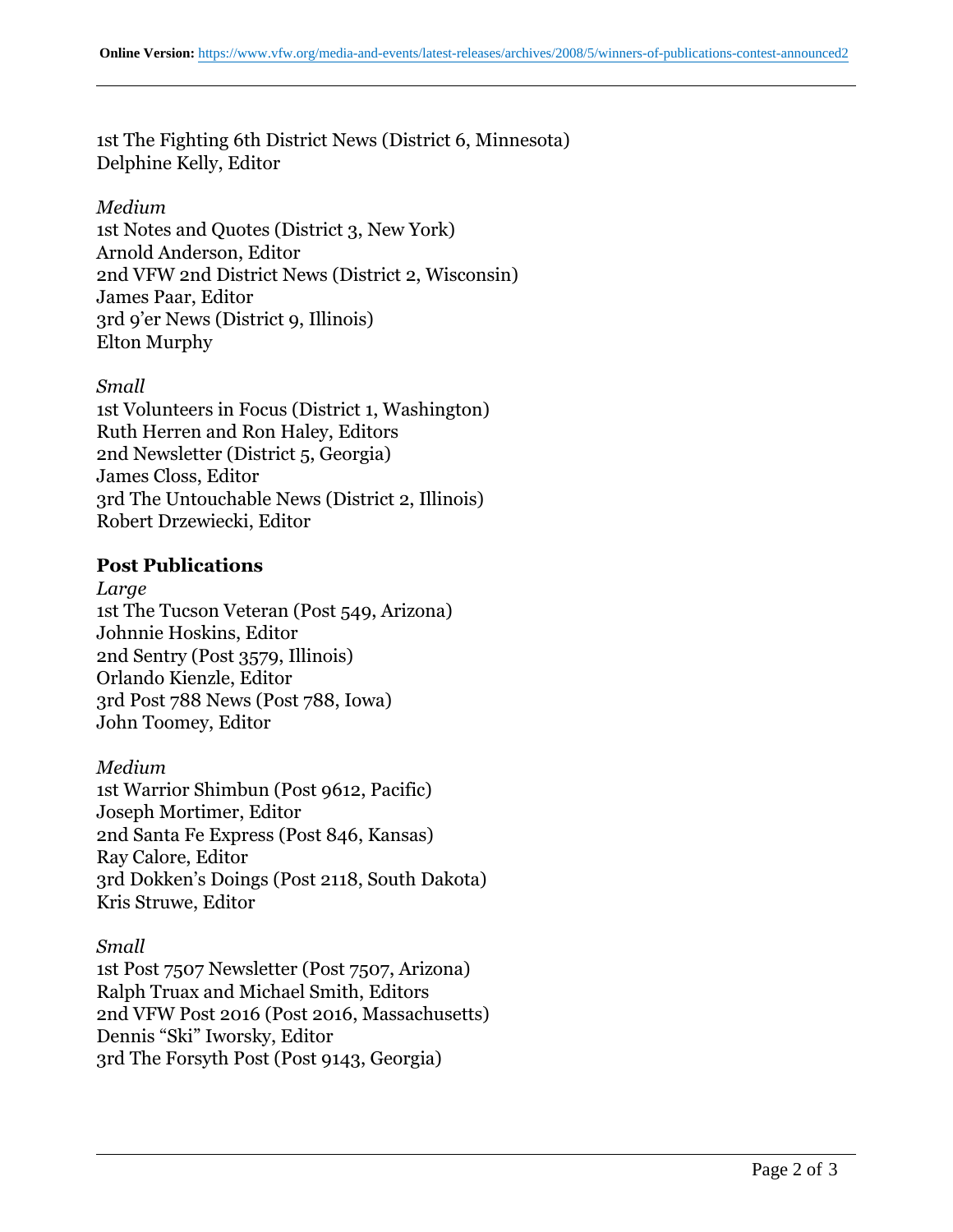1st The Fighting 6th District News (District 6, Minnesota)
Delphine Kelly, Editor

*Medium*
1st Notes and Quotes (District 3, New York)
Arnold Anderson, Editor
2nd VFW 2nd District News (District 2, Wisconsin)
James Paar, Editor
3rd 9'er News (District 9, Illinois)
Elton Murphy

*Small*
1st Volunteers in Focus (District 1, Washington)
Ruth Herren and Ron Haley, Editors
2nd Newsletter (District 5, Georgia)
James Closs, Editor
3rd The Untouchable News (District 2, Illinois)
Robert Drzewiecki, Editor

**Post Publications**

*Large*
1st The Tucson Veteran (Post 549, Arizona)
Johnnie Hoskins, Editor
2nd Sentry (Post 3579, Illinois)
Orlando Kienzle, Editor
3rd Post 788 News (Post 788, Iowa)
John Toomey, Editor

*Medium*
1st Warrior Shimbun (Post 9612, Pacific)
Joseph Mortimer, Editor
2nd Santa Fe Express (Post 846, Kansas)
Ray Calore, Editor
3rd Dokken's Doings (Post 2118, South Dakota)
Kris Struwe, Editor

*Small*
1st Post 7507 Newsletter (Post 7507, Arizona)
Ralph Truax and Michael Smith, Editors
2nd VFW Post 2016 (Post 2016, Massachusetts)
Dennis "Ski" Iworsky, Editor
3rd The Forsyth Post (Post 9143, Georgia)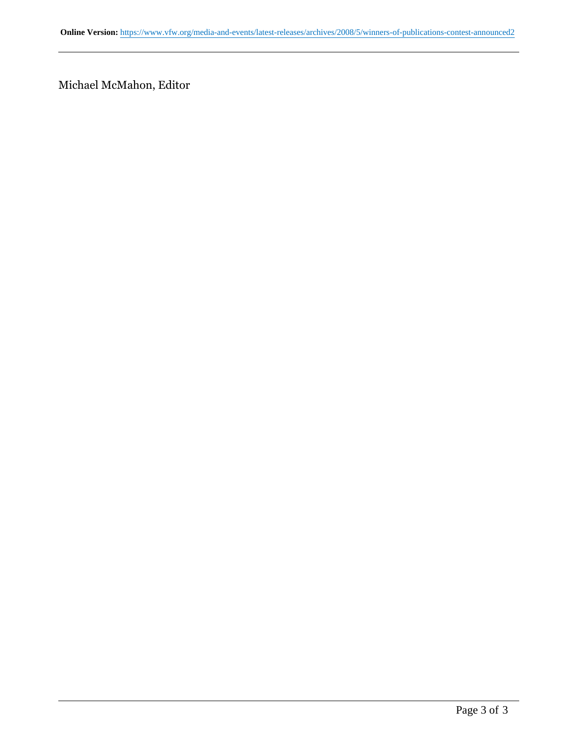Michael McMahon, Editor